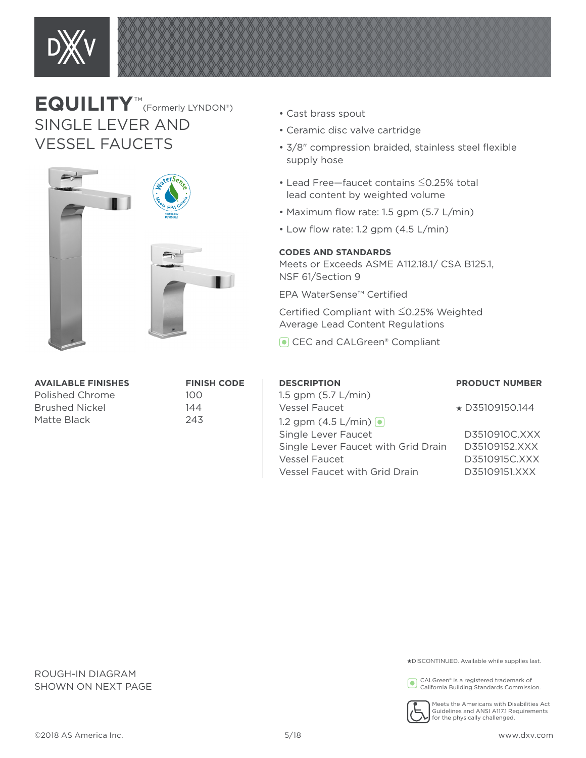# EQUILITY™ (Formerly LYNDON®)

## SINGLE LEVER AND VESSEL FAUCETS

- Cast brass spout
- Ceramic disc valve cartridge
- 3/8" compression braided, stainless steel flexible supply hose
- Lead Free—faucet contains ≤0.25% total lead content by weighted volume
- Maximum flow rate: 1.5 gpm (5.7 L/min)
- Low flow rate: 1.2 gpm (4.5 L/min)

### CODES AND STANDARDS

Meets or Exceeds ASME A112.18.1/ CSA B125.1, NSF 61/Section 9

EPA WaterSense™ Certified

Certified Compliant with ≤0.25% Weighted Average Lead Content Regulations

CEC and CALGreen® Compliant

| AVAILABLE FINISHES | FINISH CODE |
|---|---|
| Polished Chrome | 100 |
| Brushed Nickel | 144 |
| Matte Black | 243 |

| DESCRIPTION | PRODUCT NUMBER |
|---|---|
| 1.5 gpm (5.7 L/min) | |
| Vessel Faucet | ★ D35109150.144 |
| 1.2 gpm (4.5 L/min) | |
| Single Lever Faucet | D3510910C.XXX |
| Single Lever Faucet with Grid Drain | D35109152.XXX |
| Vessel Faucet | D3510915C.XXX |
| Vessel Faucet with Grid Drain | D35109151.XXX |

ROUGH-IN DIAGRAM SHOWN ON NEXT PAGE

★DISCONTINUED. Available while supplies last.

CALGreen® is a registered trademark of California Building Standards Commission.

Meets the Americans with Disabilities Act Guidelines and ANSI A117.1 Requirements for the physically challenged.

©2018 AS America Inc. 5/18 www.dxv.com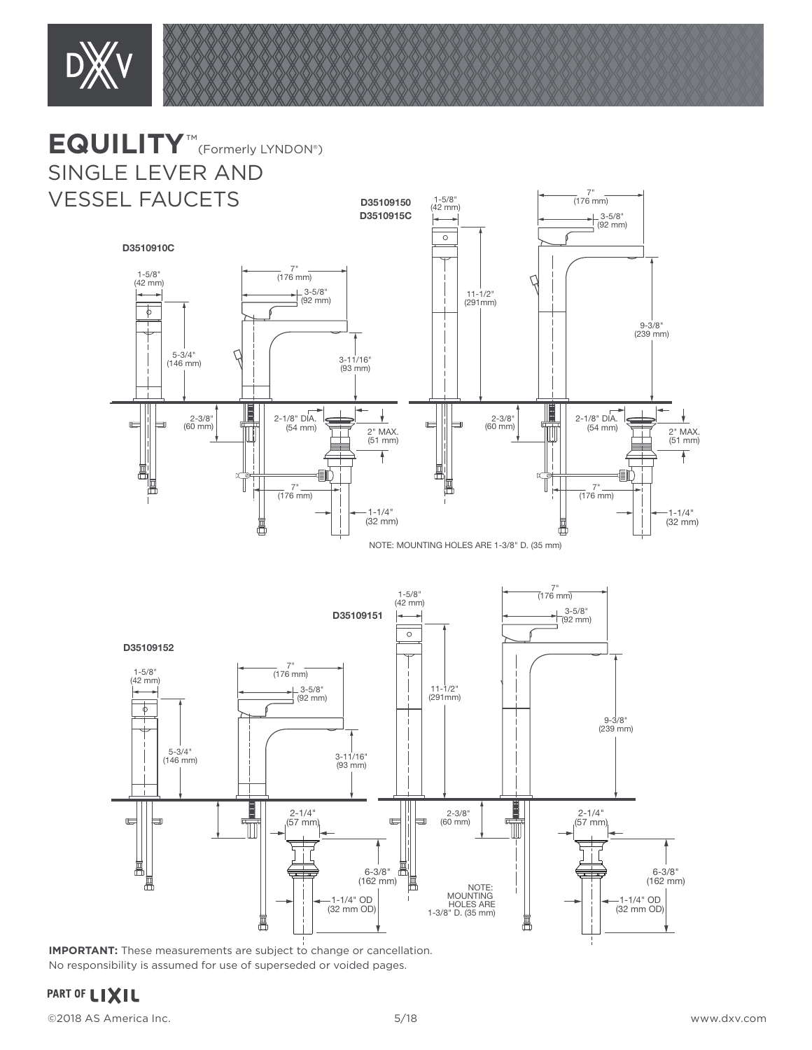# EQUILITY™ (Formerly LYNDON®)

## SINGLE LEVER AND VESSEL FAUCETS

**D3510910C**

1-5/8" (42 mm)

7" (176 mm)

3-5/8" (92 mm)

5-3/4" (146 mm)

3-11/16" (93 mm)

2-3/8" (60 mm)

2-1/8" DIA. (54 mm)

2" MAX. (51 mm)

7" (176 mm)

1-1/4" (32 mm)

**D35109150**
**D3510915C**

1-5/8" (42 mm)

7" (176 mm)

3-5/8" (92 mm)

11-1/2" (291mm)

9-3/8" (239 mm)

2-3/8" (60 mm)

2-1/8" DIA. (54 mm)

2" MAX. (51 mm)

7" (176 mm)

1-1/4" (32 mm)

NOTE: MOUNTING HOLES ARE 1-3/8" D. (35 mm)

**D35109152**

1-5/8" (42 mm)

7" (176 mm)

3-5/8" (92 mm)

5-3/4" (146 mm)

3-11/16" (93 mm)

2-1/4" (57 mm)

6-3/8" (162 mm)

1-1/4" OD (32 mm OD)

**D35109151**

1-5/8" (42 mm)

7" (176 mm)

3-5/8" (92 mm)

11-1/2" (291mm)

9-3/8" (239 mm)

2-3/8" (60 mm)

2-1/4" (57 mm)

6-3/8" (162 mm)

1-1/4" OD (32 mm OD)

NOTE: MOUNTING HOLES ARE 1-3/8" D. (35 mm)

**IMPORTANT:** These measurements are subject to change or cancellation.
No responsibility is assumed for use of superseded or voided pages.

PART OF LIXIL

©2018 AS America Inc. 5/18 www.dxv.com